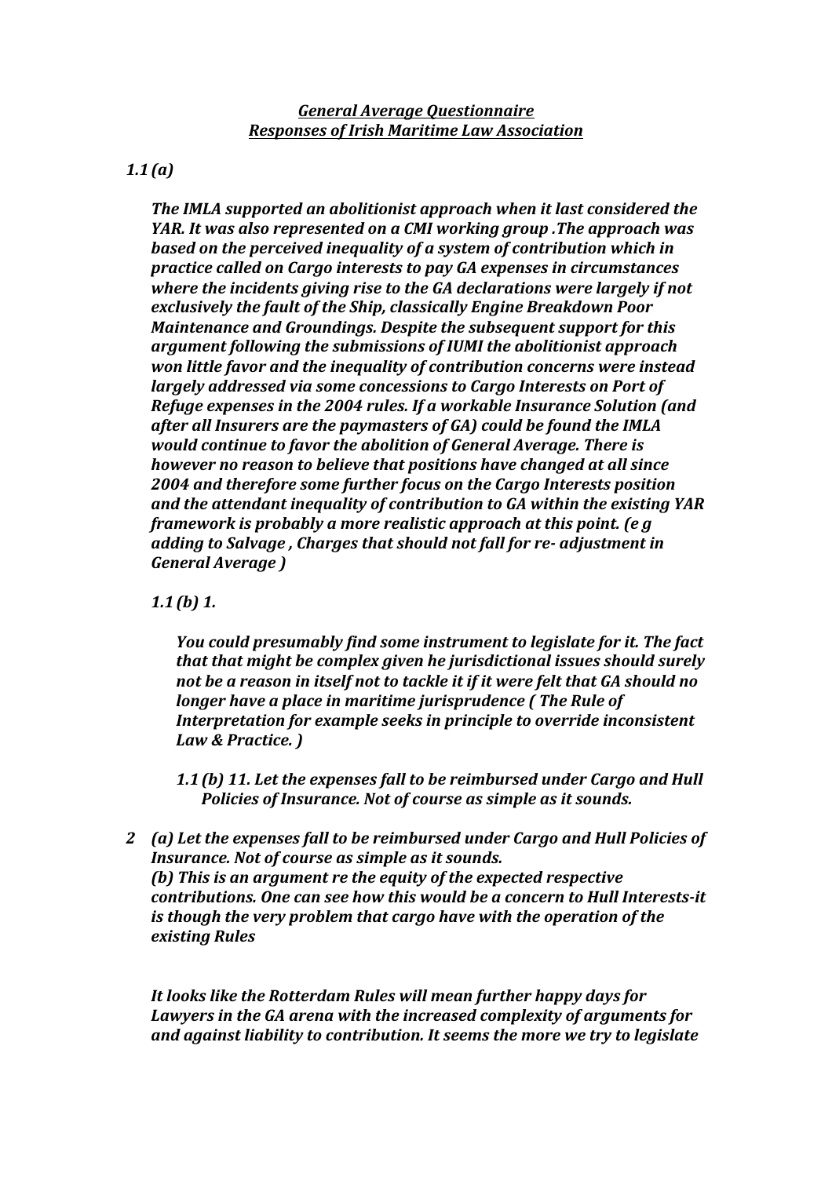***General Average Questionnaire***
***Responses of Irish Maritime Law Association***

***1.1 (a)***

***The IMLA supported an abolitionist approach when it last considered the YAR. It was also represented on a CMI working group .The approach was based on the perceived inequality of a system of contribution which in practice called on Cargo interests to pay GA expenses in circumstances where the incidents giving rise to the GA declarations were largely if not exclusively the fault of the Ship, classically Engine Breakdown Poor Maintenance and Groundings. Despite the subsequent support for this argument following the submissions of IUMI the abolitionist approach won little favor and the inequality of contribution concerns were instead largely addressed via some concessions to Cargo Interests on Port of Refuge expenses in the 2004 rules. If a workable Insurance Solution (and after all Insurers are the paymasters of GA) could be found the IMLA would continue to favor the abolition of General Average. There is however no reason to believe that positions have changed at all since 2004 and therefore some further focus on the Cargo Interests position and the attendant inequality of contribution to GA within the existing YAR framework is probably a more realistic approach at this point. (e g adding to Salvage , Charges that should not fall for re- adjustment in General Average )***

***1.1 (b) 1.***

***You could presumably find some instrument to legislate for it. The fact that that might be complex given he jurisdictional issues should surely not be a reason in itself not to tackle it if it were felt that GA should no longer have a place in maritime jurisprudence ( The Rule of Interpretation for example seeks in principle to override inconsistent Law & Practice. )***

***1.1 (b) 11. Let the expenses fall to be reimbursed under Cargo and Hull Policies of Insurance. Not of course as simple as it sounds.***

***2 (a) Let the expenses fall to be reimbursed under Cargo and Hull Policies of Insurance. Not of course as simple as it sounds.***
***(b) This is an argument re the equity of the expected respective contributions. One can see how this would be a concern to Hull Interests-it is though the very problem that cargo have with the operation of the existing Rules***

***It looks like the Rotterdam Rules will mean further happy days for Lawyers in the GA arena with the increased complexity of arguments for and against liability to contribution. It seems the more we try to legislate***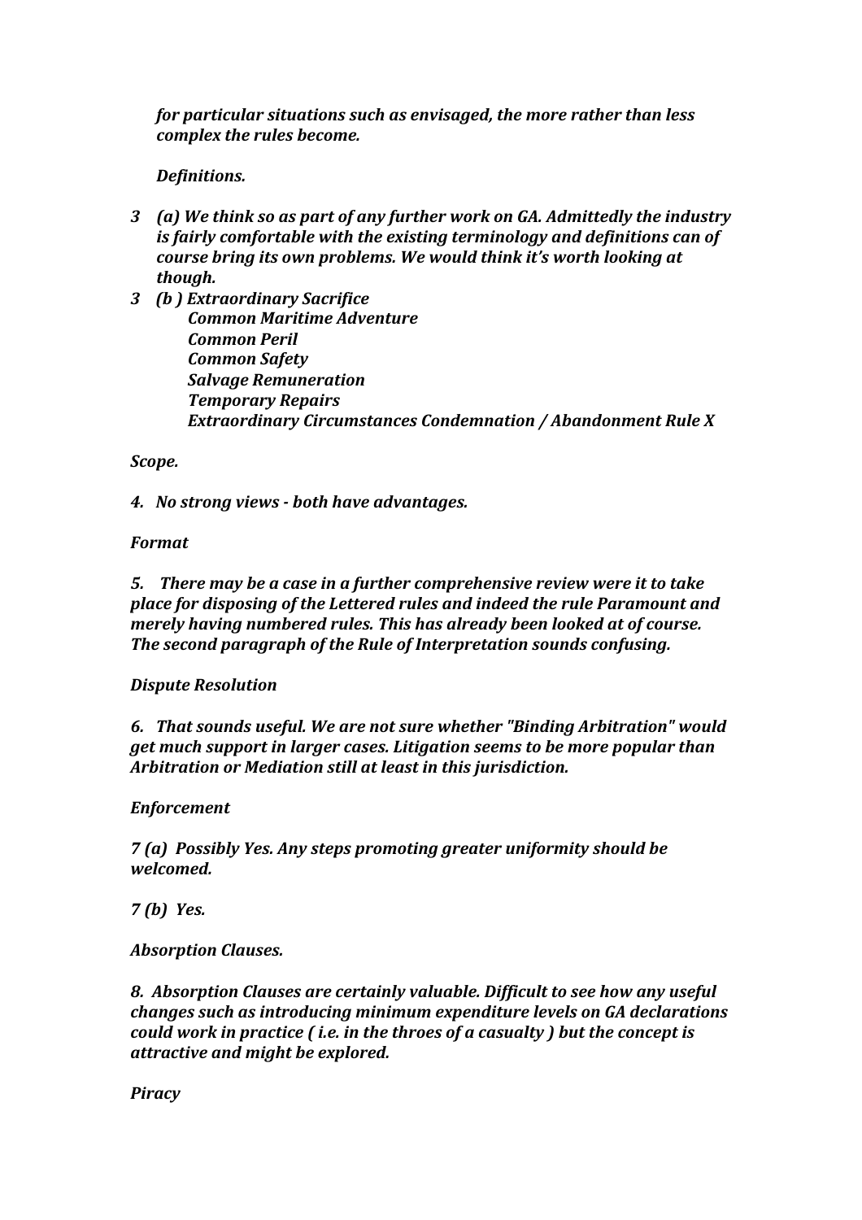*for particular situations such as envisaged, the more rather than less complex the rules become.*

***Definitions.***

***3 (a) We think so as part of any further work on GA. Admittedly the industry is fairly comfortable with the existing terminology and definitions can of course bring its own problems. We would think it's worth looking at though.***

***3 (b ) Extraordinary Sacrifice***
***Common Maritime Adventure***
***Common Peril***
***Common Safety***
***Salvage Remuneration***
***Temporary Repairs***
***Extraordinary Circumstances Condemnation / Abandonment Rule X***

***Scope.***

***4. No strong views - both have advantages.***

***Format***

***5. There may be a case in a further comprehensive review were it to take place for disposing of the Lettered rules and indeed the rule Paramount and merely having numbered rules. This has already been looked at of course. The second paragraph of the Rule of Interpretation sounds confusing.***

***Dispute Resolution***

***6. That sounds useful. We are not sure whether "Binding Arbitration" would get much support in larger cases. Litigation seems to be more popular than Arbitration or Mediation still at least in this jurisdiction.***

***Enforcement***

***7 (a) Possibly Yes. Any steps promoting greater uniformity should be welcomed.***

***7 (b) Yes.***

***Absorption Clauses.***

***8. Absorption Clauses are certainly valuable. Difficult to see how any useful changes such as introducing minimum expenditure levels on GA declarations could work in practice ( i.e. in the throes of a casualty ) but the concept is attractive and might be explored.***

***Piracy***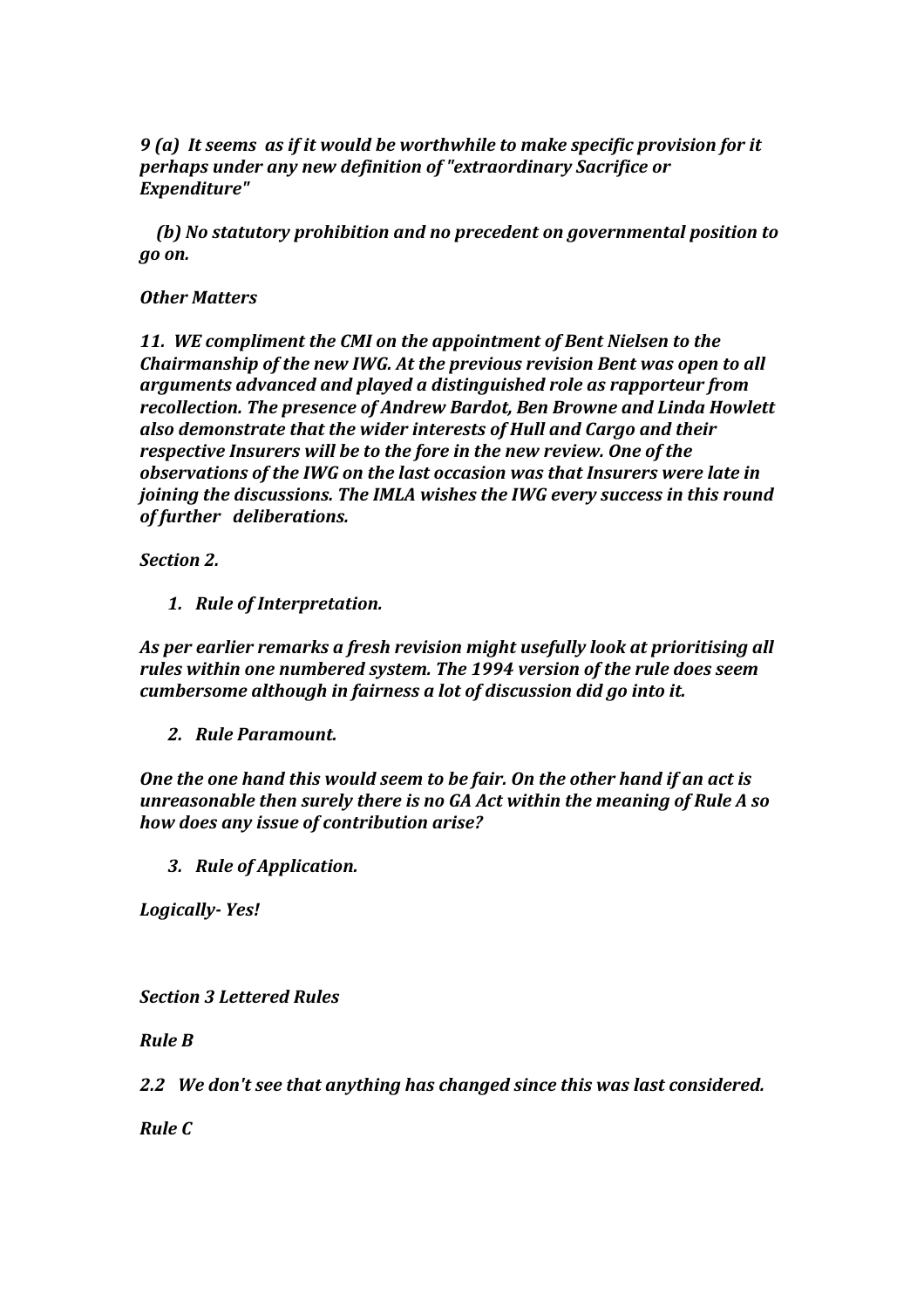*9 (a) It seems as if it would be worthwhile to make specific provision for it perhaps under any new definition of "extraordinary Sacrifice or Expenditure"*

*(b) No statutory prohibition and no precedent on governmental position to go on.*

***Other Matters***

***11. WE compliment the CMI on the appointment of Bent Nielsen to the Chairmanship of the new IWG. At the previous revision Bent was open to all arguments advanced and played a distinguished role as rapporteur from recollection. The presence of Andrew Bardot, Ben Browne and Linda Howlett also demonstrate that the wider interests of Hull and Cargo and their respective Insurers will be to the fore in the new review. One of the observations of the IWG on the last occasion was that Insurers were late in joining the discussions. The IMLA wishes the IWG every success in this round of further deliberations.***

***Section 2.***

1. ***Rule of Interpretation.***

***As per earlier remarks a fresh revision might usefully look at prioritising all rules within one numbered system. The 1994 version of the rule does seem cumbersome although in fairness a lot of discussion did go into it.***

2. ***Rule Paramount.***

***One the one hand this would seem to be fair. On the other hand if an act is unreasonable then surely there is no GA Act within the meaning of Rule A so how does any issue of contribution arise?***

3. ***Rule of Application.***

***Logically- Yes!***

***Section 3 Lettered Rules***

***Rule B***

***2.2 We don't see that anything has changed since this was last considered.***

***Rule C***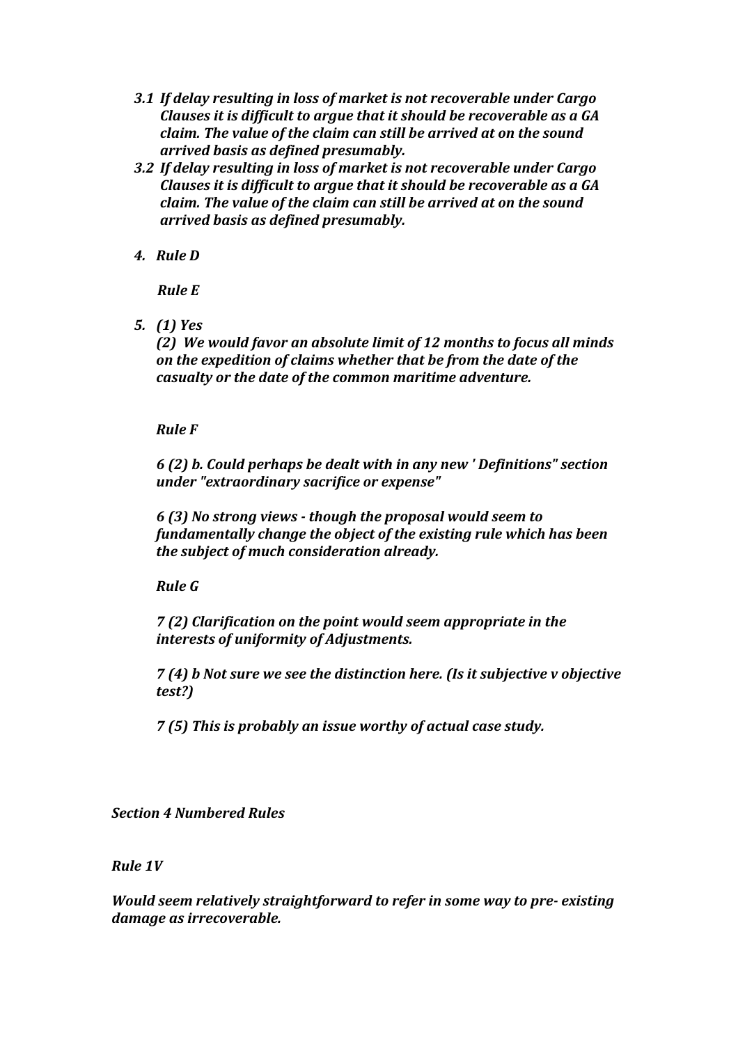*3.1 If delay resulting in loss of market is not recoverable under Cargo Clauses it is difficult to argue that it should be recoverable as a GA claim. The value of the claim can still be arrived at on the sound arrived basis as defined presumably.*

*3.2 If delay resulting in loss of market is not recoverable under Cargo Clauses it is difficult to argue that it should be recoverable as a GA claim. The value of the claim can still be arrived at on the sound arrived basis as defined presumably.*

*4. Rule D*

*Rule E*

*5. (1) Yes*

*(2) We would favor an absolute limit of 12 months to focus all minds on the expedition of claims whether that be from the date of the casualty or the date of the common maritime adventure.*

***Rule F***

*6 (2) b. Could perhaps be dealt with in any new ' Definitions" section under "extraordinary sacrifice or expense"*

*6 (3) No strong views - though the proposal would seem to fundamentally change the object of the existing rule which has been the subject of much consideration already.*

***Rule G***

*7 (2) Clarification on the point would seem appropriate in the interests of uniformity of Adjustments.*

*7 (4) b Not sure we see the distinction here. (Is it subjective v objective test?)*

*7 (5) This is probably an issue worthy of actual case study.*

***Section 4 Numbered Rules***

***Rule 1V***

*Would seem relatively straightforward to refer in some way to pre- existing damage as irrecoverable.*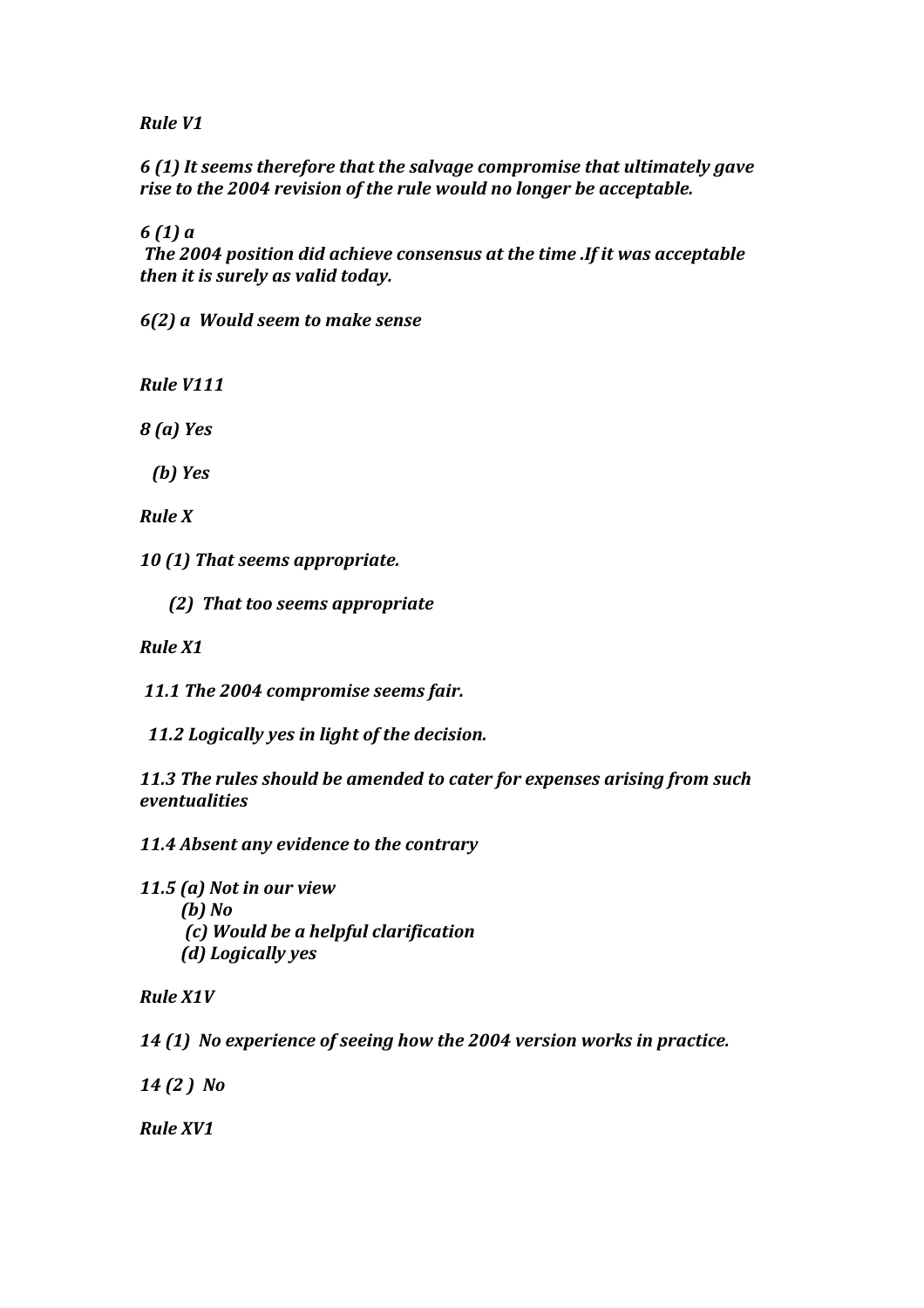*Rule V1*

*6 (1) It seems therefore that the salvage compromise that ultimately gave rise to the 2004 revision of the rule would no longer be acceptable.*

*6 (1) a*
*The 2004 position did achieve consensus at the time .If it was acceptable then it is surely as valid today.*

*6(2) a Would seem to make sense*

*Rule V111*

*8 (a) Yes*

*(b) Yes*

*Rule X*

*10 (1) That seems appropriate.*

*(2) That too seems appropriate*

*Rule X1*

*11.1 The 2004 compromise seems fair.*

*11.2 Logically yes in light of the decision.*

*11.3 The rules should be amended to cater for expenses arising from such eventualities*

*11.4 Absent any evidence to the contrary*

*11.5 (a) Not in our view*
*(b) No*
*(c) Would be a helpful clarification*
*(d) Logically yes*

*Rule X1V*

*14 (1) No experience of seeing how the 2004 version works in practice.*

*14 (2 ) No*

*Rule XV1*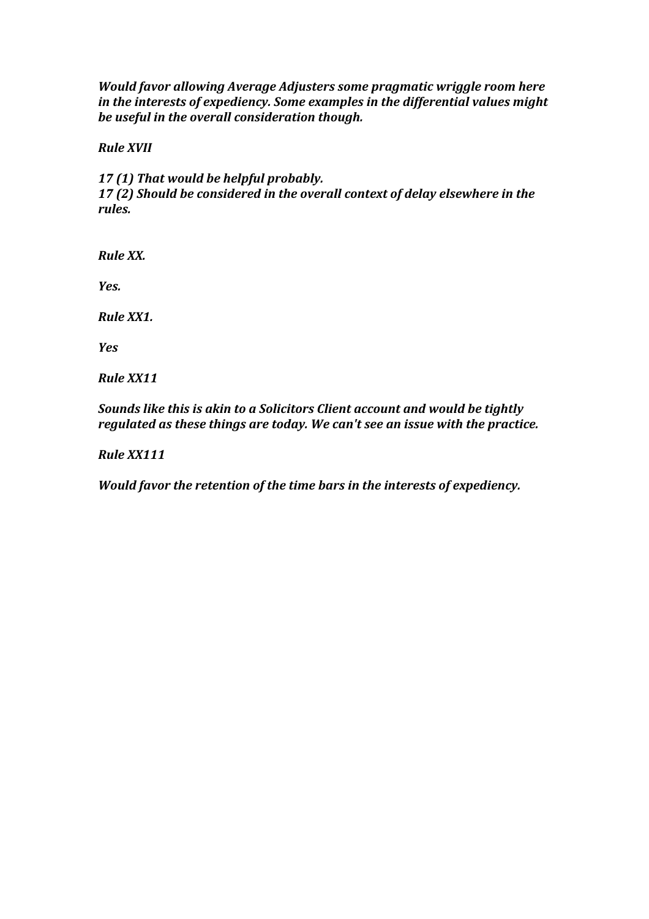***Would favor allowing Average Adjusters some pragmatic wriggle room here in the interests of expediency. Some examples in the differential values might be useful in the overall consideration though.***

***Rule XVII***

***17 (1) That would be helpful probably.***
***17 (2) Should be considered in the overall context of delay elsewhere in the rules.***

***Rule XX.***

***Yes.***

***Rule XX1.***

***Yes***

***Rule XX11***

***Sounds like this is akin to a Solicitors Client account and would be tightly regulated as these things are today. We can't see an issue with the practice.***

***Rule XX111***

***Would favor the retention of the time bars in the interests of expediency.***